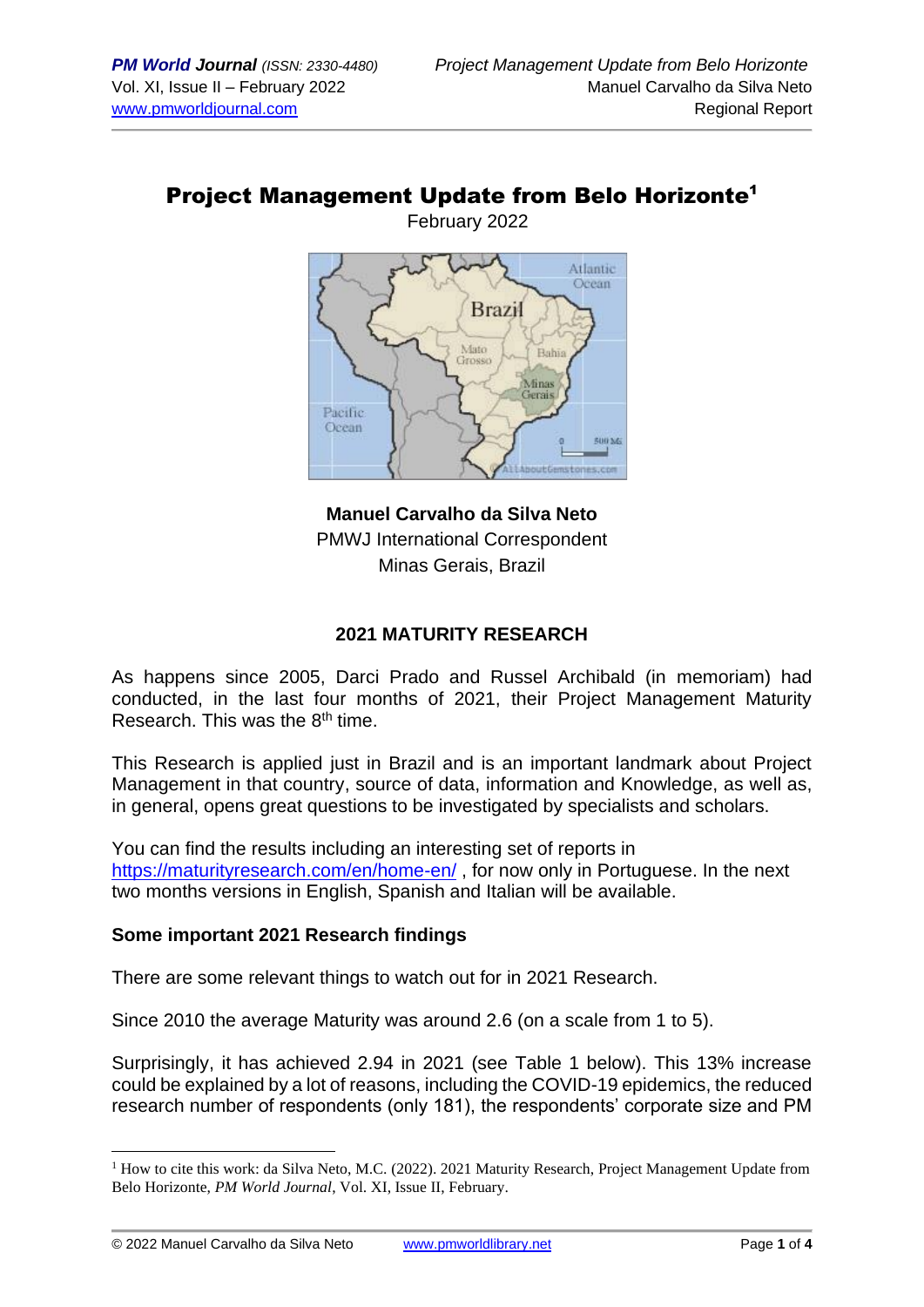# Project Management Update from Belo Horizonte[1]

February 2022

**Manuel Carvalho da Silva Neto**
PMWJ International Correspondent
Minas Gerais, Brazil

## 2021 MATURITY RESEARCH

As happens since 2005, Darci Prado and Russel Archibald (in memoriam) had conducted, in the last four months of 2021, their Project Management Maturity Research. This was the 8th time.

This Research is applied just in Brazil and is an important landmark about Project Management in that country, source of data, information and Knowledge, as well as, in general, opens great questions to be investigated by specialists and scholars.

You can find the results including an interesting set of reports in https://maturityresearch.com/en/home-en/ , for now only in Portuguese. In the next two months versions in English, Spanish and Italian will be available.

### Some important 2021 Research findings

There are some relevant things to watch out for in 2021 Research.

Since 2010 the average Maturity was around 2.6 (on a scale from 1 to 5).

Surprisingly, it has achieved 2.94 in 2021 (see Table 1 below). This 13% increase could be explained by a lot of reasons, including the COVID-19 epidemics, the reduced research number of respondents (only 181), the respondents' corporate size and PM

---

[1] How to cite this work: da Silva Neto, M.C. (2022). 2021 Maturity Research, Project Management Update from Belo Horizonte, *PM World Journal*, Vol. XI, Issue II, February.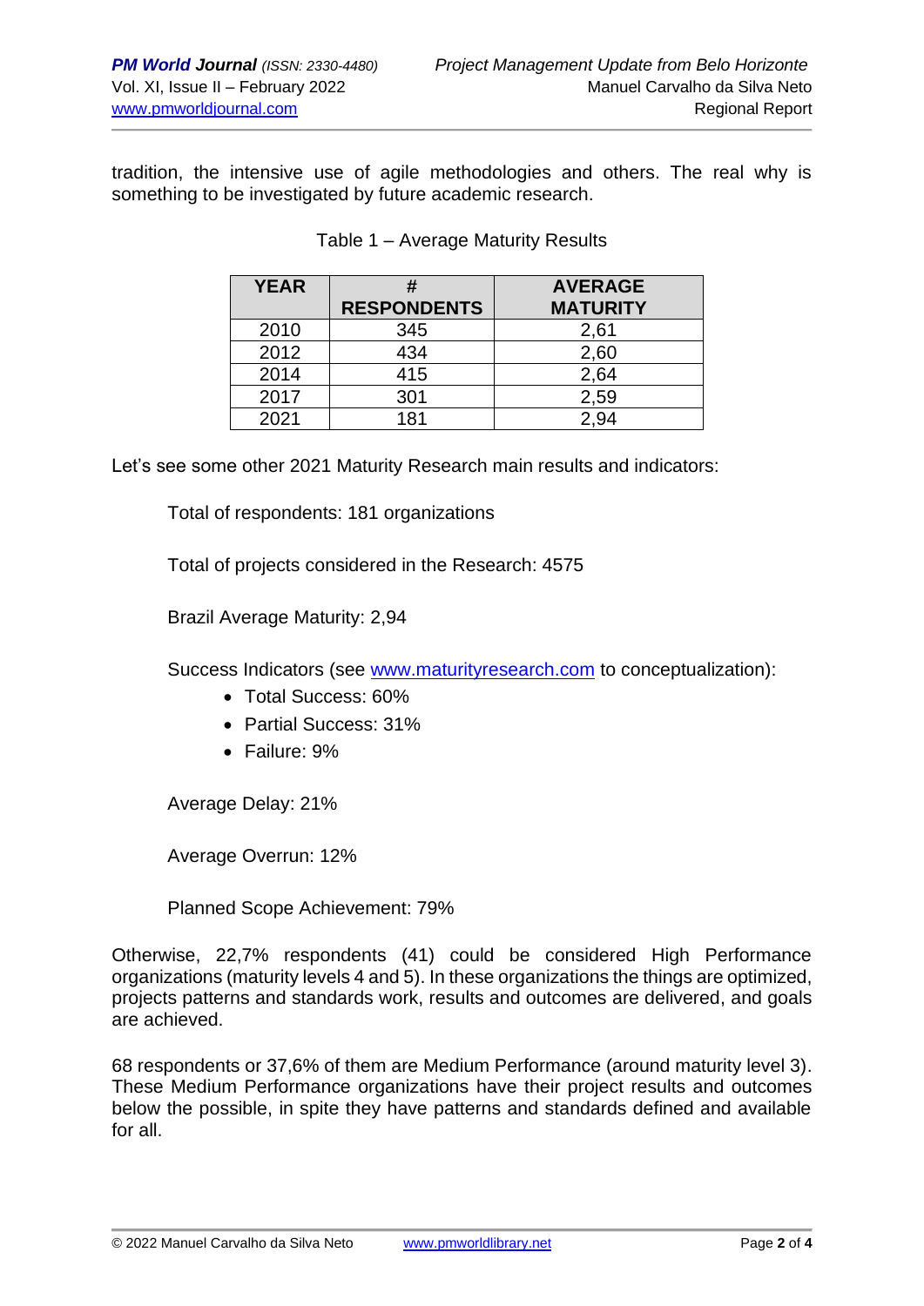tradition, the intensive use of agile methodologies and others. The real why is something to be investigated by future academic research.

Table 1 – Average Maturity Results

| YEAR | # RESPONDENTS | AVERAGE MATURITY |
|---|---|---|
| 2010 | 345 | 2,61 |
| 2012 | 434 | 2,60 |
| 2014 | 415 | 2,64 |
| 2017 | 301 | 2,59 |
| 2021 | 181 | 2,94 |

Let's see some other 2021 Maturity Research main results and indicators:

Total of respondents: 181 organizations

Total of projects considered in the Research: 4575

Brazil Average Maturity: 2,94

Success Indicators (see www.maturityresearch.com to conceptualization):

- Total Success: 60%
- Partial Success: 31%
- Failure: 9%

Average Delay: 21%

Average Overrun: 12%

Planned Scope Achievement: 79%

Otherwise, 22,7% respondents (41) could be considered High Performance organizations (maturity levels 4 and 5). In these organizations the things are optimized, projects patterns and standards work, results and outcomes are delivered, and goals are achieved.

68 respondents or 37,6% of them are Medium Performance (around maturity level 3). These Medium Performance organizations have their project results and outcomes below the possible, in spite they have patterns and standards defined and available for all.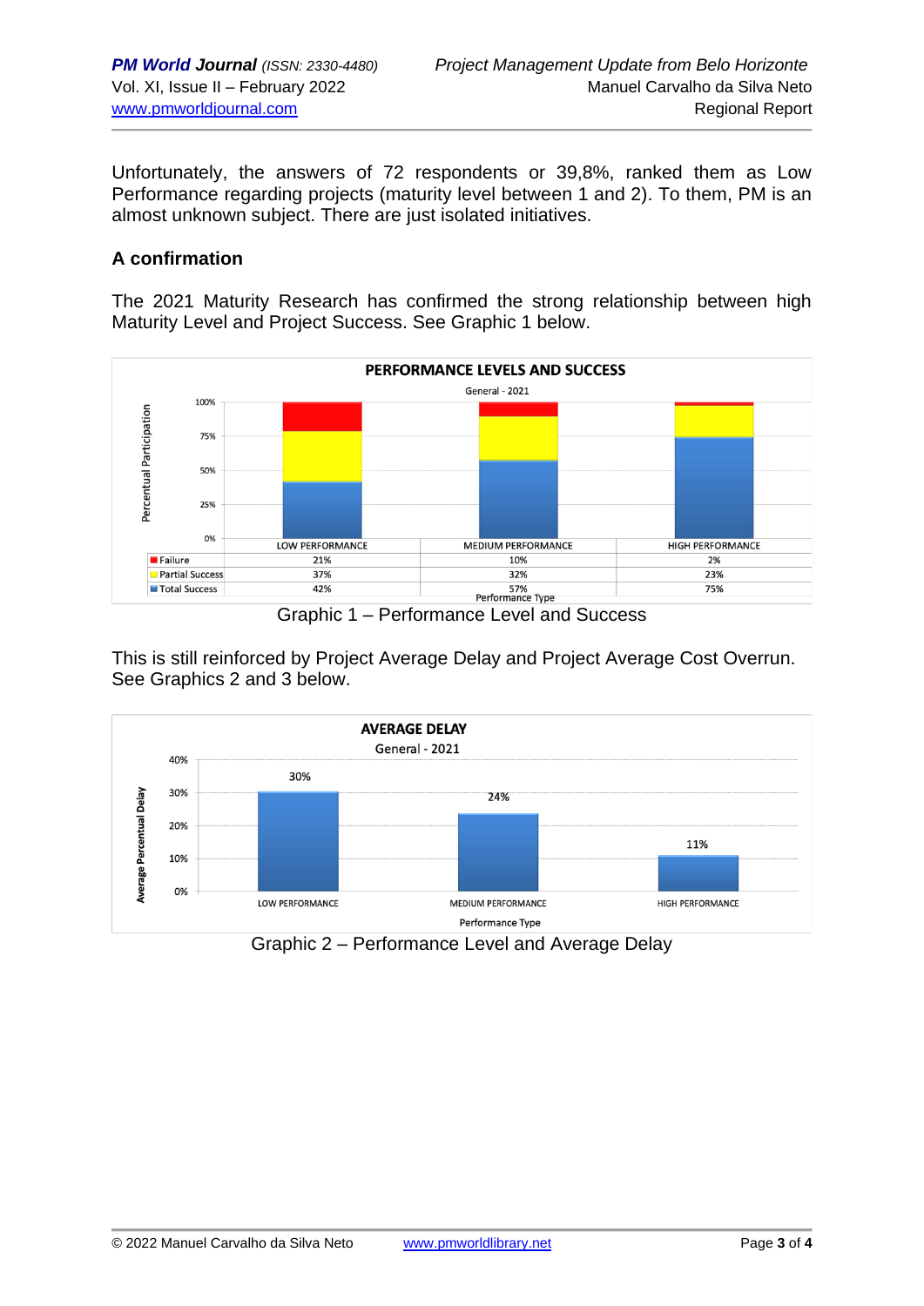Unfortunately, the answers of 72 respondents or 39,8%, ranked them as Low Performance regarding projects (maturity level between 1 and 2). To them, PM is an almost unknown subject. There are just isolated initiatives.

## A confirmation

The 2021 Maturity Research has confirmed the strong relationship between high Maturity Level and Project Success. See Graphic 1 below.

**PERFORMANCE LEVELS AND SUCCESS**

General - 2021

| | LOW PERFORMANCE | MEDIUM PERFORMANCE | HIGH PERFORMANCE |
|---|---|---|---|
| Failure | 21% | 10% | 2% |
| Partial Success | 37% | 32% | 23% |
| Total Success | 42% | 57% | 75% |

Graphic 1 – Performance Level and Success

This is still reinforced by Project Average Delay and Project Average Cost Overrun. See Graphics 2 and 3 below.

**AVERAGE DELAY**

General - 2021

| Performance Type | Average Percentual Delay |
|---|---|
| LOW PERFORMANCE | 30% |
| MEDIUM PERFORMANCE | 24% |
| HIGH PERFORMANCE | 11% |

Graphic 2 – Performance Level and Average Delay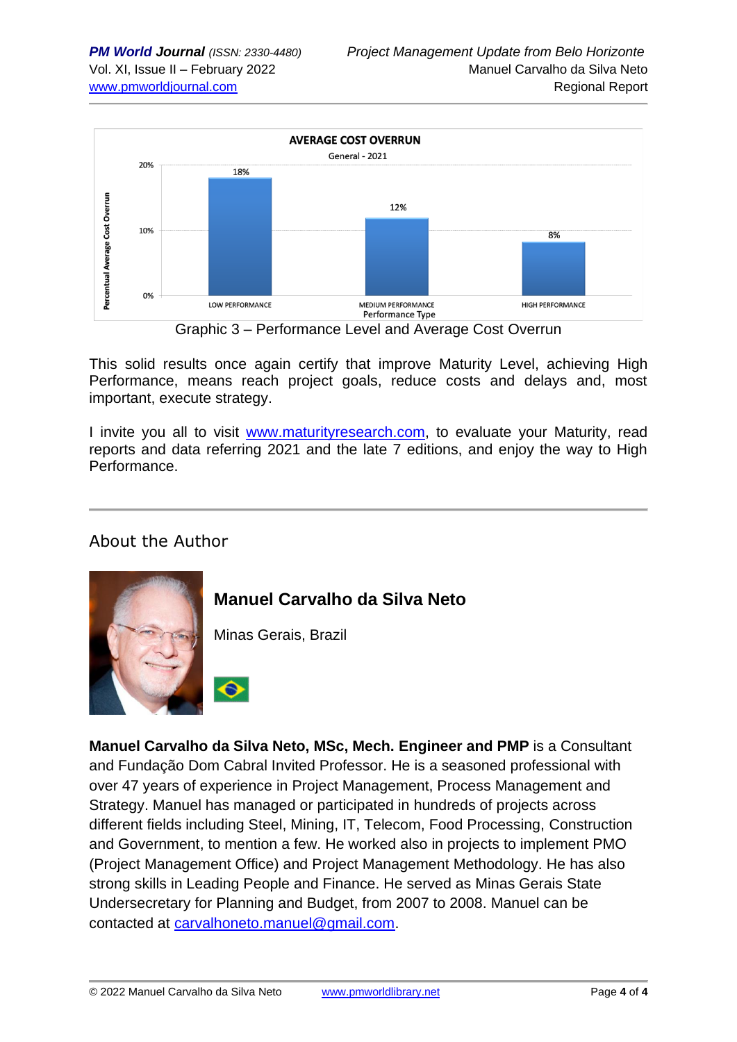AVERAGE COST OVERRUN

General - 2021

Percentual Average Cost Overrun

20%

10%

0%

18%

12%

8%

LOW PERFORMANCE

MEDIUM PERFORMANCE

HIGH PERFORMANCE

Performance Type

Graphic 3 – Performance Level and Average Cost Overrun

This solid results once again certify that improve Maturity Level, achieving High Performance, means reach project goals, reduce costs and delays and, most important, execute strategy.

I invite you all to visit www.maturityresearch.com, to evaluate your Maturity, read reports and data referring 2021 and the late 7 editions, and enjoy the way to High Performance.

## About the Author

### Manuel Carvalho da Silva Neto

Minas Gerais, Brazil

**Manuel Carvalho da Silva Neto, MSc, Mech. Engineer and PMP** is a Consultant and Fundação Dom Cabral Invited Professor. He is a seasoned professional with over 47 years of experience in Project Management, Process Management and Strategy. Manuel has managed or participated in hundreds of projects across different fields including Steel, Mining, IT, Telecom, Food Processing, Construction and Government, to mention a few. He worked also in projects to implement PMO (Project Management Office) and Project Management Methodology. He has also strong skills in Leading People and Finance. He served as Minas Gerais State Undersecretary for Planning and Budget, from 2007 to 2008. Manuel can be contacted at carvalhoneto.manuel@gmail.com.